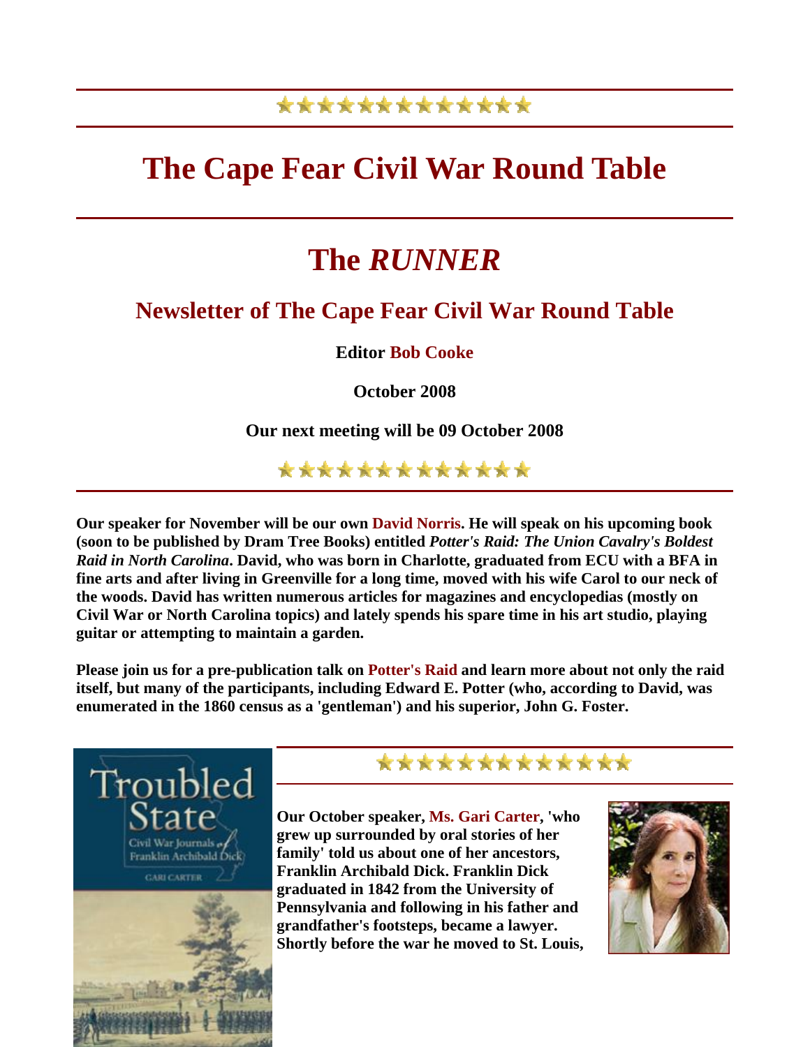# The Cape Fear Civil War Round Table

# The *RUNNER*

## Newsletter of The Cape Fear Civil War Round Table

**Editor Bob Cooke**

**October 2008**

**Our next meeting will be 09 October 2008**

**Our speaker for November will be our own David Norris. He will speak on his upcoming book (soon to be published by Dram Tree Books) entitled *Potter's Raid: The Union Cavalry's Boldest Raid in North Carolina*. David, who was born in Charlotte, graduated from ECU with a BFA in fine arts and after living in Greenville for a long time, moved with his wife Carol to our neck of the woods. David has written numerous articles for magazines and encyclopedias (mostly on Civil War or North Carolina topics) and lately spends his spare time in his art studio, playing guitar or attempting to maintain a garden.**

**Please join us for a pre-publication talk on Potter's Raid and learn more about not only the raid itself, but many of the participants, including Edward E. Potter (who, according to David, was enumerated in the 1860 census as a 'gentleman') and his superior, John G. Foster.**

**Our October speaker, Ms. Gari Carter, 'who grew up surrounded by oral stories of her family' told us about one of her ancestors, Franklin Archibald Dick. Franklin Dick graduated in 1842 from the University of Pennsylvania and following in his father and grandfather's footsteps, became a lawyer. Shortly before the war he moved to St. Louis,**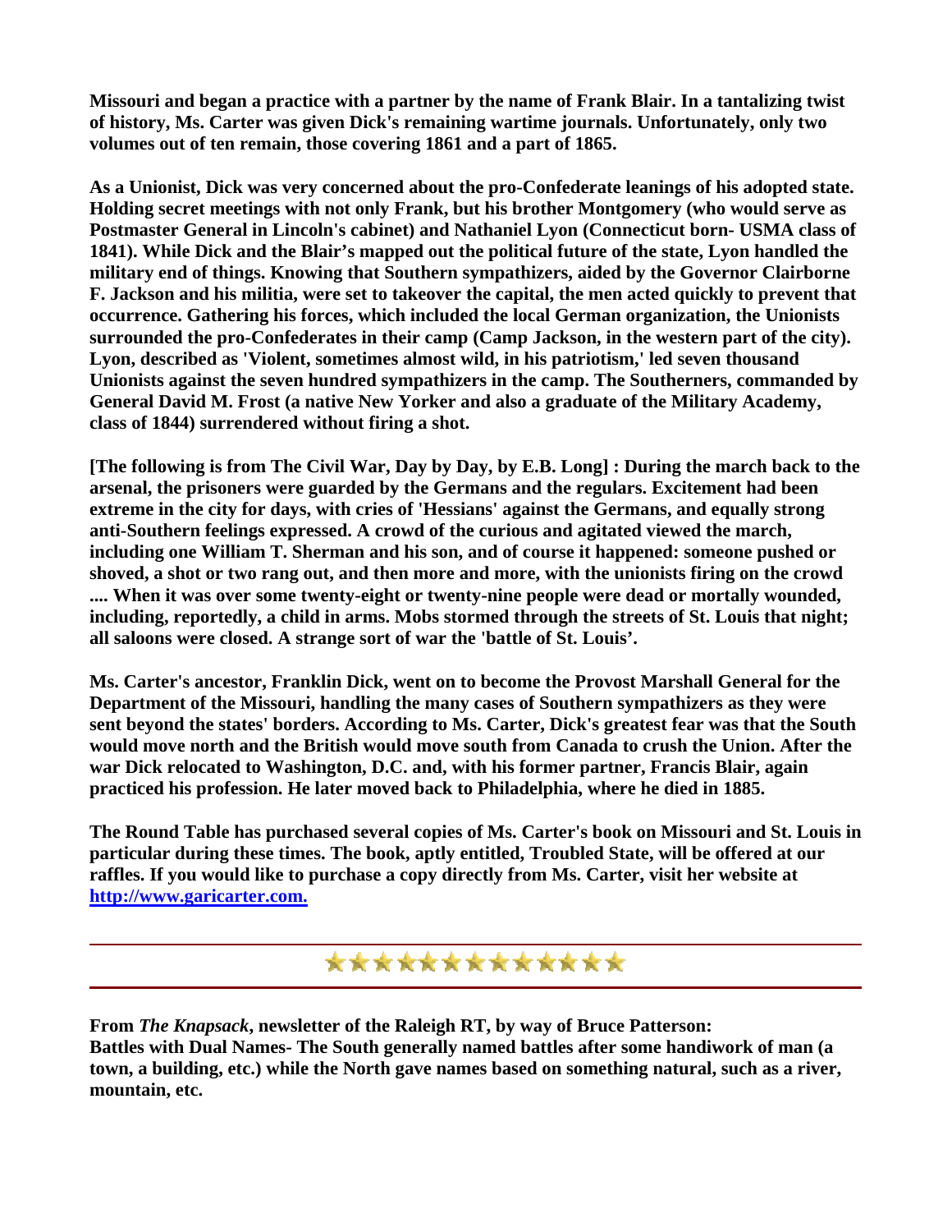**Missouri and began a practice with a partner by the name of Frank Blair. In a tantalizing twist of history, Ms. Carter was given Dick's remaining wartime journals. Unfortunately, only two volumes out of ten remain, those covering 1861 and a part of 1865.**

**As a Unionist, Dick was very concerned about the pro-Confederate leanings of his adopted state. Holding secret meetings with not only Frank, but his brother Montgomery (who would serve as Postmaster General in Lincoln's cabinet) and Nathaniel Lyon (Connecticut born- USMA class of 1841). While Dick and the Blair's mapped out the political future of the state, Lyon handled the military end of things. Knowing that Southern sympathizers, aided by the Governor Clairborne F. Jackson and his militia, were set to takeover the capital, the men acted quickly to prevent that occurrence. Gathering his forces, which included the local German organization, the Unionists surrounded the pro-Confederates in their camp (Camp Jackson, in the western part of the city). Lyon, described as 'Violent, sometimes almost wild, in his patriotism,' led seven thousand Unionists against the seven hundred sympathizers in the camp. The Southerners, commanded by General David M. Frost (a native New Yorker and also a graduate of the Military Academy, class of 1844) surrendered without firing a shot.**

**[The following is from The Civil War, Day by Day, by E.B. Long] : During the march back to the arsenal, the prisoners were guarded by the Germans and the regulars. Excitement had been extreme in the city for days, with cries of 'Hessians' against the Germans, and equally strong anti-Southern feelings expressed. A crowd of the curious and agitated viewed the march, including one William T. Sherman and his son, and of course it happened: someone pushed or shoved, a shot or two rang out, and then more and more, with the unionists firing on the crowd .... When it was over some twenty-eight or twenty-nine people were dead or mortally wounded, including, reportedly, a child in arms. Mobs stormed through the streets of St. Louis that night; all saloons were closed. A strange sort of war the 'battle of St. Louis'.**

**Ms. Carter's ancestor, Franklin Dick, went on to become the Provost Marshall General for the Department of the Missouri, handling the many cases of Southern sympathizers as they were sent beyond the states' borders. According to Ms. Carter, Dick's greatest fear was that the South would move north and the British would move south from Canada to crush the Union. After the war Dick relocated to Washington, D.C. and, with his former partner, Francis Blair, again practiced his profession. He later moved back to Philadelphia, where he died in 1885.**

**The Round Table has purchased several copies of Ms. Carter's book on Missouri and St. Louis in particular during these times. The book, aptly entitled, Troubled State, will be offered at our raffles. If you would like to purchase a copy directly from Ms. Carter, visit her website at [http://www.garicarter.com.](http://www.garicarter.com)**

---

★★★★★★★★★★★★★

---

**From *The Knapsack*, newsletter of the Raleigh RT, by way of Bruce Patterson:**
**Battles with Dual Names- The South generally named battles after some handiwork of man (a town, a building, etc.) while the North gave names based on something natural, such as a river, mountain, etc.**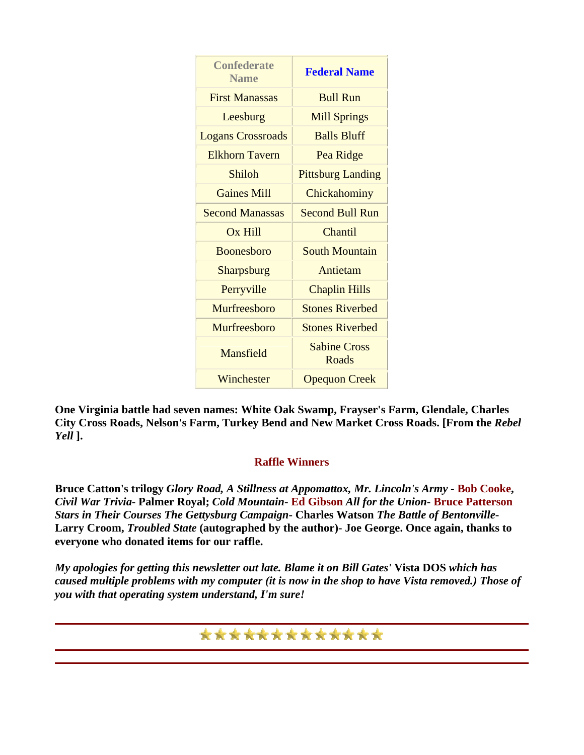| Confederate Name | Federal Name |
|---|---|
| First Manassas | Bull Run |
| Leesburg | Mill Springs |
| Logans Crossroads | Balls Bluff |
| Elkhorn Tavern | Pea Ridge |
| Shiloh | Pittsburg Landing |
| Gaines Mill | Chickahominy |
| Second Manassas | Second Bull Run |
| Ox Hill | Chantil |
| Boonesboro | South Mountain |
| Sharpsburg | Antietam |
| Perryville | Chaplin Hills |
| Murfreesboro | Stones Riverbed |
| Murfreesboro | Stones Riverbed |
| Mansfield | Sabine Cross Roads |
| Winchester | Opequon Creek |

**One Virginia battle had seven names: White Oak Swamp, Frayser's Farm, Glendale, Charles City Cross Roads, Nelson's Farm, Turkey Bend and New Market Cross Roads. [From the *Rebel Yell* ].**

## Raffle Winners

**Bruce Catton's trilogy *Glory Road, A Stillness at Appomattox, Mr. Lincoln's Army* - Bob Cooke, *Civil War Trivia*- Palmer Royal; *Cold Mountain*- Ed Gibson *All for the Union*- Bruce Patterson *Stars in Their Courses The Gettysburg Campaign*- Charles Watson *The Battle of Bentonville*- Larry Croom, *Troubled State* (autographed by the author)- Joe George. Once again, thanks to everyone who donated items for our raffle.**

***My apologies for getting this newsletter out late. Blame it on Bill Gates'* Vista DOS *which has caused multiple problems with my computer (it is now in the shop to have Vista removed.) Those of you with that operating system understand, I'm sure!***